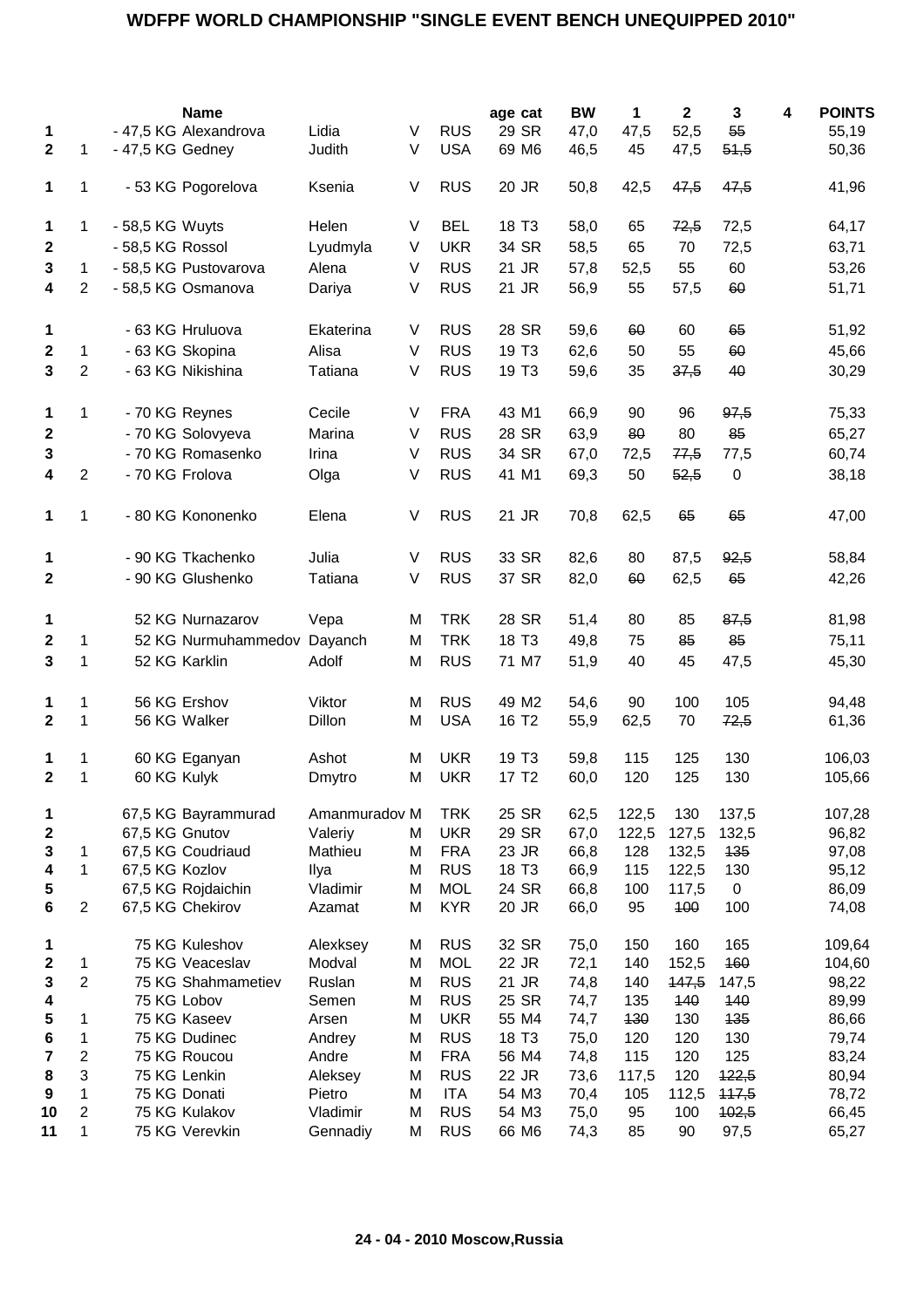# WDFPF WORLD CHAMPIONSHIP "SINGLE EVENT BENCH UNEQUIPPED 2010"

| | | | Name | | | | age | cat | BW | 1 | 2 | 3 | 4 | POINTS |
|---|---|---|---|---|---|---|---|---|---|---|---|---|---|---|
| 1 | | - 47,5 KG | Alexandrova | Lidia | V | RUS | 29 | SR | 47,0 | 47,5 | 52,5 | ~~55~~ | | 55,19 |
| 2 | 1 | - 47,5 KG | Gedney | Judith | V | USA | 69 | M6 | 46,5 | 45 | 47,5 | ~~51,5~~ | | 50,36 |
| 1 | 1 | - 53 KG | Pogorelova | Ksenia | V | RUS | 20 | JR | 50,8 | 42,5 | ~~47,5~~ | ~~47,5~~ | | 41,96 |
| 1 | 1 | - 58,5 KG | Wuyts | Helen | V | BEL | 18 | T3 | 58,0 | 65 | ~~72,5~~ | 72,5 | | 64,17 |
| 2 | | - 58,5 KG | Rossol | Lyudmyla | V | UKR | 34 | SR | 58,5 | 65 | 70 | 72,5 | | 63,71 |
| 3 | 1 | - 58,5 KG | Pustovarova | Alena | V | RUS | 21 | JR | 57,8 | 52,5 | 55 | 60 | | 53,26 |
| 4 | 2 | - 58,5 KG | Osmanova | Dariya | V | RUS | 21 | JR | 56,9 | 55 | 57,5 | ~~60~~ | | 51,71 |
| 1 | | - 63 KG | Hruluova | Ekaterina | V | RUS | 28 | SR | 59,6 | ~~60~~ | 60 | ~~65~~ | | 51,92 |
| 2 | 1 | - 63 KG | Skopina | Alisa | V | RUS | 19 | T3 | 62,6 | 50 | 55 | ~~60~~ | | 45,66 |
| 3 | 2 | - 63 KG | Nikishina | Tatiana | V | RUS | 19 | T3 | 59,6 | 35 | ~~37,5~~ | ~~40~~ | | 30,29 |
| 1 | 1 | - 70 KG | Reynes | Cecile | V | FRA | 43 | M1 | 66,9 | 90 | 96 | ~~97,5~~ | | 75,33 |
| 2 | | - 70 KG | Solovyeva | Marina | V | RUS | 28 | SR | 63,9 | ~~80~~ | 80 | ~~85~~ | | 65,27 |
| 3 | | - 70 KG | Romasenko | Irina | V | RUS | 34 | SR | 67,0 | 72,5 | ~~77,5~~ | 77,5 | | 60,74 |
| 4 | 2 | - 70 KG | Frolova | Olga | V | RUS | 41 | M1 | 69,3 | 50 | ~~52,5~~ | 0 | | 38,18 |
| 1 | 1 | - 80 KG | Kononenko | Elena | V | RUS | 21 | JR | 70,8 | 62,5 | ~~65~~ | ~~65~~ | | 47,00 |
| 1 | | - 90 KG | Tkachenko | Julia | V | RUS | 33 | SR | 82,6 | 80 | 87,5 | ~~92,5~~ | | 58,84 |
| 2 | | - 90 KG | Glushenko | Tatiana | V | RUS | 37 | SR | 82,0 | ~~60~~ | 62,5 | ~~65~~ | | 42,26 |
| 1 | | 52 KG | Nurnazarov | Vepa | M | TRK | 28 | SR | 51,4 | 80 | 85 | ~~87,5~~ | | 81,98 |
| 2 | 1 | 52 KG | Nurmuhammedov | Dayanch | M | TRK | 18 | T3 | 49,8 | 75 | ~~85~~ | ~~85~~ | | 75,11 |
| 3 | 1 | 52 KG | Karklin | Adolf | M | RUS | 71 | M7 | 51,9 | 40 | 45 | 47,5 | | 45,30 |
| 1 | 1 | 56 KG | Ershov | Viktor | M | RUS | 49 | M2 | 54,6 | 90 | 100 | 105 | | 94,48 |
| 2 | 1 | 56 KG | Walker | Dillon | M | USA | 16 | T2 | 55,9 | 62,5 | 70 | ~~72,5~~ | | 61,36 |
| 1 | 1 | 60 KG | Eganyan | Ashot | M | UKR | 19 | T3 | 59,8 | 115 | 125 | 130 | | 106,03 |
| 2 | 1 | 60 KG | Kulyk | Dmytro | M | UKR | 17 | T2 | 60,0 | 120 | 125 | 130 | | 105,66 |
| 1 | | 67,5 KG | Bayrammurad | Amanmuradov | M | TRK | 25 | SR | 62,5 | 122,5 | 130 | 137,5 | | 107,28 |
| 2 | | 67,5 KG | Gnutov | Valeriy | M | UKR | 29 | SR | 67,0 | 122,5 | 127,5 | 132,5 | | 96,82 |
| 3 | 1 | 67,5 KG | Coudriaud | Mathieu | M | FRA | 23 | JR | 66,8 | 128 | 132,5 | ~~135~~ | | 97,08 |
| 4 | 1 | 67,5 KG | Kozlov | Ilya | M | RUS | 18 | T3 | 66,9 | 115 | 122,5 | 130 | | 95,12 |
| 5 | | 67,5 KG | Rojdaichin | Vladimir | M | MOL | 24 | SR | 66,8 | 100 | 117,5 | 0 | | 86,09 |
| 6 | 2 | 67,5 KG | Chekirov | Azamat | M | KYR | 20 | JR | 66,0 | 95 | ~~100~~ | 100 | | 74,08 |
| 1 | | 75 KG | Kuleshov | Alexksey | M | RUS | 32 | SR | 75,0 | 150 | 160 | 165 | | 109,64 |
| 2 | 1 | 75 KG | Veaceslav | Modval | M | MOL | 22 | JR | 72,1 | 140 | 152,5 | ~~160~~ | | 104,60 |
| 3 | 2 | 75 KG | Shahmametiev | Ruslan | M | RUS | 21 | JR | 74,8 | 140 | ~~147,5~~ | 147,5 | | 98,22 |
| 4 | | 75 KG | Lobov | Semen | M | RUS | 25 | SR | 74,7 | 135 | ~~140~~ | ~~140~~ | | 89,99 |
| 5 | 1 | 75 KG | Kaseev | Arsen | M | UKR | 55 | M4 | 74,7 | ~~130~~ | 130 | ~~135~~ | | 86,66 |
| 6 | 1 | 75 KG | Dudinec | Andrey | M | RUS | 18 | T3 | 75,0 | 120 | 120 | 130 | | 79,74 |
| 7 | 2 | 75 KG | Roucou | Andre | M | FRA | 56 | M4 | 74,8 | 115 | 120 | 125 | | 83,24 |
| 8 | 3 | 75 KG | Lenkin | Aleksey | M | RUS | 22 | JR | 73,6 | 117,5 | 120 | ~~122,5~~ | | 80,94 |
| 9 | 1 | 75 KG | Donati | Pietro | M | ITA | 54 | M3 | 70,4 | 105 | 112,5 | ~~117,5~~ | | 78,72 |
| 10 | 2 | 75 KG | Kulakov | Vladimir | M | RUS | 54 | M3 | 75,0 | 95 | 100 | ~~102,5~~ | | 66,45 |
| 11 | 1 | 75 KG | Verevkin | Gennadiy | M | RUS | 66 | M6 | 74,3 | 85 | 90 | 97,5 | | 65,27 |

**24 - 04 - 2010 Moscow,Russia**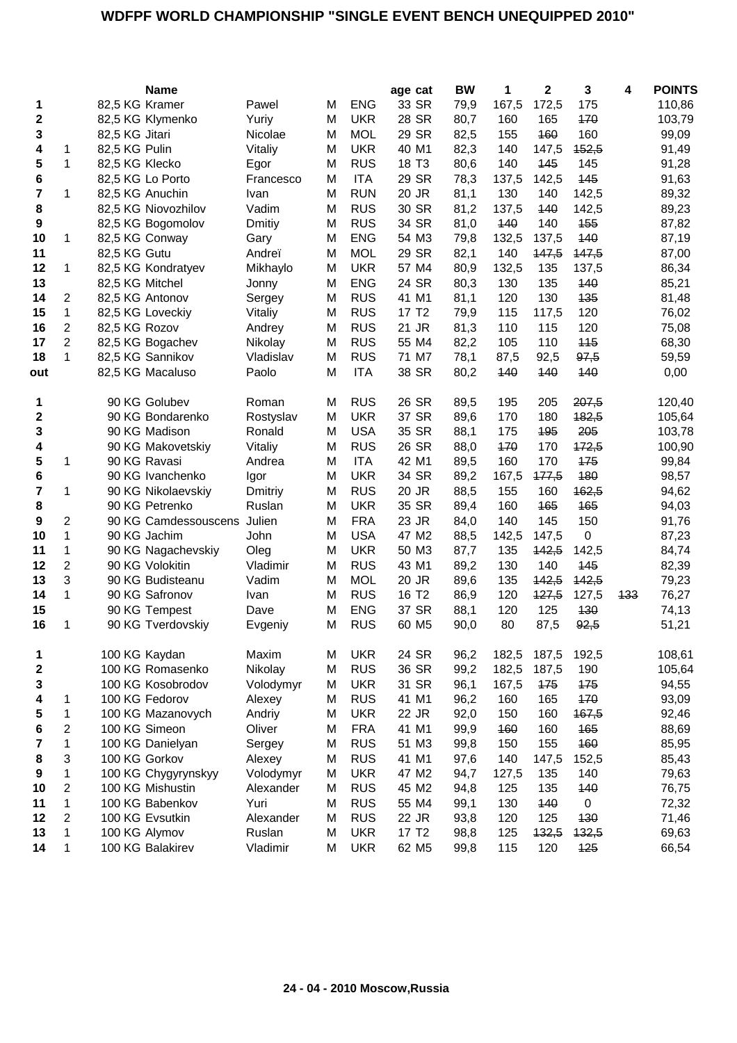# WDFPF WORLD CHAMPIONSHIP "SINGLE EVENT BENCH UNEQUIPPED 2010"

| | | | Name | | | | age | cat | BW | 1 | 2 | 3 | 4 | POINTS |
|---|---|---|---|---|---|---|---|---|---|---|---|---|---|---|
| 1 | | 82,5 KG | Kramer | Pawel | M | ENG | 33 | SR | 79,9 | 167,5 | 172,5 | 175 | | 110,86 |
| 2 | | 82,5 KG | Klymenko | Yuriy | M | UKR | 28 | SR | 80,7 | 160 | 165 | ~~170~~ | | 103,79 |
| 3 | | 82,5 KG | Jitari | Nicolae | M | MOL | 29 | SR | 82,5 | 155 | ~~160~~ | 160 | | 99,09 |
| 4 | 1 | 82,5 KG | Pulin | Vitaliy | M | UKR | 40 | M1 | 82,3 | 140 | 147,5 | ~~152,5~~ | | 91,49 |
| 5 | 1 | 82,5 KG | Klecko | Egor | M | RUS | 18 | T3 | 80,6 | 140 | ~~145~~ | 145 | | 91,28 |
| 6 | | 82,5 KG | Lo Porto | Francesco | M | ITA | 29 | SR | 78,3 | 137,5 | 142,5 | ~~145~~ | | 91,63 |
| 7 | 1 | 82,5 KG | Anuchin | Ivan | M | RUN | 20 | JR | 81,1 | 130 | 140 | 142,5 | | 89,32 |
| 8 | | 82,5 KG | Niovozhilov | Vadim | M | RUS | 30 | SR | 81,2 | 137,5 | ~~140~~ | 142,5 | | 89,23 |
| 9 | | 82,5 KG | Bogomolov | Dmitiy | M | RUS | 34 | SR | 81,0 | ~~140~~ | 140 | ~~155~~ | | 87,82 |
| 10 | 1 | 82,5 KG | Conway | Gary | M | ENG | 54 | M3 | 79,8 | 132,5 | 137,5 | ~~140~~ | | 87,19 |
| 11 | | 82,5 KG | Gutu | Andreï | M | MOL | 29 | SR | 82,1 | 140 | ~~147,5~~ | ~~147,5~~ | | 87,00 |
| 12 | 1 | 82,5 KG | Kondratyev | Mikhaylo | M | UKR | 57 | M4 | 80,9 | 132,5 | 135 | 137,5 | | 86,34 |
| 13 | | 82,5 KG | Mitchel | Jonny | M | ENG | 24 | SR | 80,3 | 130 | 135 | ~~140~~ | | 85,21 |
| 14 | 2 | 82,5 KG | Antonov | Sergey | M | RUS | 41 | M1 | 81,1 | 120 | 130 | ~~135~~ | | 81,48 |
| 15 | 1 | 82,5 KG | Loveckiy | Vitaliy | M | RUS | 17 | T2 | 79,9 | 115 | 117,5 | 120 | | 76,02 |
| 16 | 2 | 82,5 KG | Rozov | Andrey | M | RUS | 21 | JR | 81,3 | 110 | 115 | 120 | | 75,08 |
| 17 | 2 | 82,5 KG | Bogachev | Nikolay | M | RUS | 55 | M4 | 82,2 | 105 | 110 | ~~115~~ | | 68,30 |
| 18 | 1 | 82,5 KG | Sannikov | Vladislav | M | RUS | 71 | M7 | 78,1 | 87,5 | 92,5 | ~~97,5~~ | | 59,59 |
| out | | 82,5 KG | Macaluso | Paolo | M | ITA | 38 | SR | 80,2 | ~~140~~ | ~~140~~ | ~~140~~ | | 0,00 |
| 1 | | 90 KG | Golubev | Roman | M | RUS | 26 | SR | 89,5 | 195 | 205 | ~~207,5~~ | | 120,40 |
| 2 | | 90 KG | Bondarenko | Rostyslav | M | UKR | 37 | SR | 89,6 | 170 | 180 | ~~182,5~~ | | 105,64 |
| 3 | | 90 KG | Madison | Ronald | M | USA | 35 | SR | 88,1 | 175 | ~~195~~ | ~~205~~ | | 103,78 |
| 4 | | 90 KG | Makovetskiy | Vitaliy | M | RUS | 26 | SR | 88,0 | ~~170~~ | 170 | ~~172,5~~ | | 100,90 |
| 5 | 1 | 90 KG | Ravasi | Andrea | M | ITA | 42 | M1 | 89,5 | 160 | 170 | ~~175~~ | | 99,84 |
| 6 | | 90 KG | Ivanchenko | Igor | M | UKR | 34 | SR | 89,2 | 167,5 | ~~177,5~~ | ~~180~~ | | 98,57 |
| 7 | 1 | 90 KG | Nikolaevskiy | Dmitriy | M | RUS | 20 | JR | 88,5 | 155 | 160 | ~~162,5~~ | | 94,62 |
| 8 | | 90 KG | Petrenko | Ruslan | M | UKR | 35 | SR | 89,4 | 160 | ~~165~~ | ~~165~~ | | 94,03 |
| 9 | 2 | 90 KG | Camdessouscens | Julien | M | FRA | 23 | JR | 84,0 | 140 | 145 | 150 | | 91,76 |
| 10 | 1 | 90 KG | Jachim | John | M | USA | 47 | M2 | 88,5 | 142,5 | 147,5 | 0 | | 87,23 |
| 11 | 1 | 90 KG | Nagachevskiy | Oleg | M | UKR | 50 | M3 | 87,7 | 135 | ~~142,5~~ | 142,5 | | 84,74 |
| 12 | 2 | 90 KG | Volokitin | Vladimir | M | RUS | 43 | M1 | 89,2 | 130 | 140 | ~~145~~ | | 82,39 |
| 13 | 3 | 90 KG | Budisteanu | Vadim | M | MOL | 20 | JR | 89,6 | 135 | ~~142,5~~ | ~~142,5~~ | | 79,23 |
| 14 | 1 | 90 KG | Safronov | Ivan | M | RUS | 16 | T2 | 86,9 | 120 | ~~127,5~~ | 127,5 | ~~133~~ | 76,27 |
| 15 | | 90 KG | Tempest | Dave | M | ENG | 37 | SR | 88,1 | 120 | 125 | ~~130~~ | | 74,13 |
| 16 | 1 | 90 KG | Tverdovskiy | Evgeniy | M | RUS | 60 | M5 | 90,0 | 80 | 87,5 | ~~92,5~~ | | 51,21 |
| 1 | | 100 KG | Kaydan | Maxim | M | UKR | 24 | SR | 96,2 | 182,5 | 187,5 | 192,5 | | 108,61 |
| 2 | | 100 KG | Romasenko | Nikolay | M | RUS | 36 | SR | 99,2 | 182,5 | 187,5 | 190 | | 105,64 |
| 3 | | 100 KG | Kosobrodov | Volodymyr | M | UKR | 31 | SR | 96,1 | 167,5 | ~~175~~ | ~~175~~ | | 94,55 |
| 4 | 1 | 100 KG | Fedorov | Alexey | M | RUS | 41 | M1 | 96,2 | 160 | 165 | ~~170~~ | | 93,09 |
| 5 | 1 | 100 KG | Mazanovych | Andriy | M | UKR | 22 | JR | 92,0 | 150 | 160 | ~~167,5~~ | | 92,46 |
| 6 | 2 | 100 KG | Simeon | Oliver | M | FRA | 41 | M1 | 99,9 | ~~160~~ | 160 | ~~165~~ | | 88,69 |
| 7 | 1 | 100 KG | Danielyan | Sergey | M | RUS | 51 | M3 | 99,8 | 150 | 155 | ~~160~~ | | 85,95 |
| 8 | 3 | 100 KG | Gorkov | Alexey | M | RUS | 41 | M1 | 97,6 | 140 | 147,5 | 152,5 | | 85,43 |
| 9 | 1 | 100 KG | Chygyrynskyy | Volodymyr | M | UKR | 47 | M2 | 94,7 | 127,5 | 135 | 140 | | 79,63 |
| 10 | 2 | 100 KG | Mishustin | Alexander | M | RUS | 45 | M2 | 94,8 | 125 | 135 | ~~140~~ | | 76,75 |
| 11 | 1 | 100 KG | Babenkov | Yuri | M | RUS | 55 | M4 | 99,1 | 130 | ~~140~~ | 0 | | 72,32 |
| 12 | 2 | 100 KG | Evsutkin | Alexander | M | RUS | 22 | JR | 93,8 | 120 | 125 | ~~130~~ | | 71,46 |
| 13 | 1 | 100 KG | Alymov | Ruslan | M | UKR | 17 | T2 | 98,8 | 125 | ~~132,5~~ | ~~132,5~~ | | 69,63 |
| 14 | 1 | 100 KG | Balakirev | Vladimir | M | UKR | 62 | M5 | 99,8 | 115 | 120 | ~~125~~ | | 66,54 |

**24 - 04 - 2010 Moscow,Russia**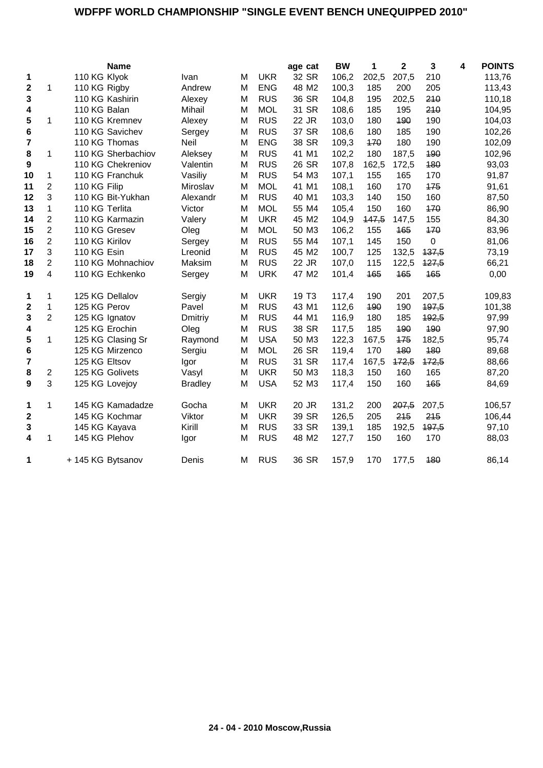# WDFPF WORLD CHAMPIONSHIP "SINGLE EVENT BENCH UNEQUIPPED 2010"

| | | | Name | | | | age | cat | BW | 1 | 2 | 3 | 4 | POINTS |
|---|---|---|---|---|---|---|---|---|---|---|---|---|---|---|
| 1 | | 110 KG | Klyok | Ivan | M | UKR | 32 | SR | 106,2 | 202,5 | 207,5 | 210 | | 113,76 |
| 2 | 1 | 110 KG | Rigby | Andrew | M | ENG | 48 | M2 | 100,3 | 185 | 200 | 205 | | 113,43 |
| 3 | | 110 KG | Kashirin | Alexey | M | RUS | 36 | SR | 104,8 | 195 | 202,5 | ~~210~~ | | 110,18 |
| 4 | | 110 KG | Balan | Mihail | M | MOL | 31 | SR | 108,6 | 185 | 195 | ~~210~~ | | 104,95 |
| 5 | 1 | 110 KG | Kremnev | Alexey | M | RUS | 22 | JR | 103,0 | 180 | ~~190~~ | 190 | | 104,03 |
| 6 | | 110 KG | Savichev | Sergey | M | RUS | 37 | SR | 108,6 | 180 | 185 | 190 | | 102,26 |
| 7 | | 110 KG | Thomas | Neil | M | ENG | 38 | SR | 109,3 | ~~170~~ | 180 | 190 | | 102,09 |
| 8 | 1 | 110 KG | Sherbachiov | Aleksey | M | RUS | 41 | M1 | 102,2 | 180 | 187,5 | ~~190~~ | | 102,96 |
| 9 | | 110 KG | Chekreniov | Valentin | M | RUS | 26 | SR | 107,8 | 162,5 | 172,5 | ~~180~~ | | 93,03 |
| 10 | 1 | 110 KG | Franchuk | Vasiliy | M | RUS | 54 | M3 | 107,1 | 155 | 165 | 170 | | 91,87 |
| 11 | 2 | 110 KG | Filip | Miroslav | M | MOL | 41 | M1 | 108,1 | 160 | 170 | ~~175~~ | | 91,61 |
| 12 | 3 | 110 KG | Bit-Yukhan | Alexandr | M | RUS | 40 | M1 | 103,3 | 140 | 150 | 160 | | 87,50 |
| 13 | 1 | 110 KG | Terlita | Victor | M | MOL | 55 | M4 | 105,4 | 150 | 160 | ~~170~~ | | 86,90 |
| 14 | 2 | 110 KG | Karmazin | Valery | M | UKR | 45 | M2 | 104,9 | ~~147,5~~ | 147,5 | 155 | | 84,30 |
| 15 | 2 | 110 KG | Gresev | Oleg | M | MOL | 50 | M3 | 106,2 | 155 | ~~165~~ | ~~170~~ | | 83,96 |
| 16 | 2 | 110 KG | Kirilov | Sergey | M | RUS | 55 | M4 | 107,1 | 145 | 150 | 0 | | 81,06 |
| 17 | 3 | 110 KG | Esin | Lreonid | M | RUS | 45 | M2 | 100,7 | 125 | 132,5 | ~~137,5~~ | | 73,19 |
| 18 | 2 | 110 KG | Mohnachiov | Maksim | M | RUS | 22 | JR | 107,0 | 115 | 122,5 | ~~127,5~~ | | 66,21 |
| 19 | 4 | 110 KG | Echkenko | Sergey | M | URK | 47 | M2 | 101,4 | ~~165~~ | ~~165~~ | ~~165~~ | | 0,00 |
| | | | | | | | | | | | | | | |
| 1 | 1 | 125 KG | Dellalov | Sergiy | M | UKR | 19 | T3 | 117,4 | 190 | 201 | 207,5 | | 109,83 |
| 2 | 1 | 125 KG | Perov | Pavel | M | RUS | 43 | M1 | 112,6 | ~~190~~ | 190 | ~~197,5~~ | | 101,38 |
| 3 | 2 | 125 KG | Ignatov | Dmitriy | M | RUS | 44 | M1 | 116,9 | 180 | 185 | ~~192,5~~ | | 97,99 |
| 4 | | 125 KG | Erochin | Oleg | M | RUS | 38 | SR | 117,5 | 185 | ~~190~~ | ~~190~~ | | 97,90 |
| 5 | 1 | 125 KG | Clasing Sr | Raymond | M | USA | 50 | M3 | 122,3 | 167,5 | ~~175~~ | 182,5 | | 95,74 |
| 6 | | 125 KG | Mirzenco | Sergiu | M | MOL | 26 | SR | 119,4 | 170 | ~~180~~ | ~~180~~ | | 89,68 |
| 7 | | 125 KG | Eltsov | Igor | M | RUS | 31 | SR | 117,4 | 167,5 | ~~172,5~~ | ~~172,5~~ | | 88,66 |
| 8 | 2 | 125 KG | Golivets | Vasyl | M | UKR | 50 | M3 | 118,3 | 150 | 160 | 165 | | 87,20 |
| 9 | 3 | 125 KG | Lovejoy | Bradley | M | USA | 52 | M3 | 117,4 | 150 | 160 | ~~165~~ | | 84,69 |
| | | | | | | | | | | | | | | |
| 1 | 1 | 145 KG | Kamadadze | Gocha | M | UKR | 20 | JR | 131,2 | 200 | ~~207,5~~ | 207,5 | | 106,57 |
| 2 | | 145 KG | Kochmar | Viktor | M | UKR | 39 | SR | 126,5 | 205 | ~~215~~ | ~~215~~ | | 106,44 |
| 3 | | 145 KG | Kayava | Kirill | M | RUS | 33 | SR | 139,1 | 185 | 192,5 | ~~197,5~~ | | 97,10 |
| 4 | 1 | 145 KG | Plehov | Igor | M | RUS | 48 | M2 | 127,7 | 150 | 160 | 170 | | 88,03 |
| | | | | | | | | | | | | | | |
| 1 | | + 145 KG | Bytsanov | Denis | M | RUS | 36 | SR | 157,9 | 170 | 177,5 | ~~180~~ | | 86,14 |

**24 - 04 - 2010 Moscow,Russia**